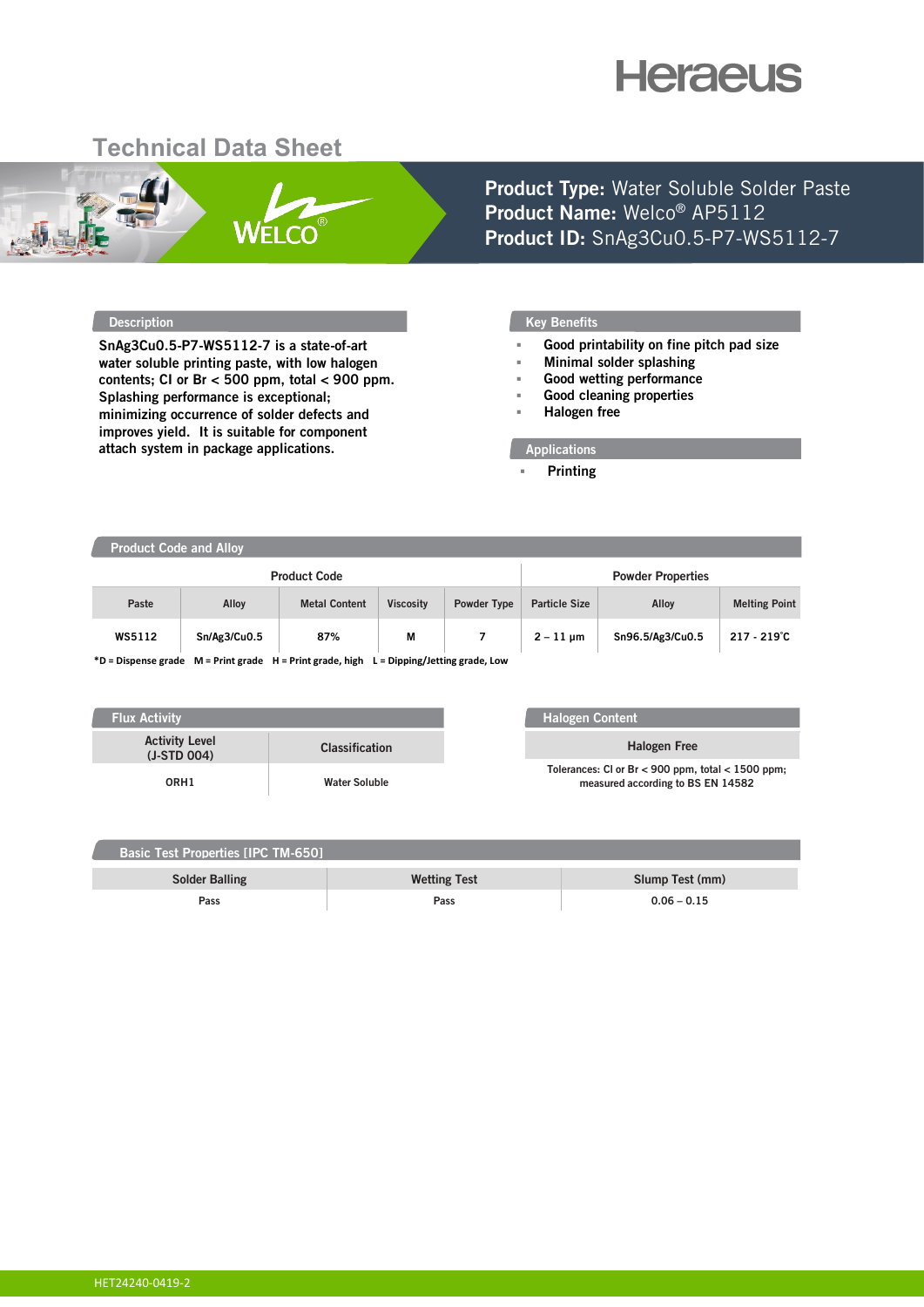Heraeus

# Technical Data Sheet

WELCO®

**Product Type:** Water Soluble Solder Paste
**Product Name:** Welco® AP5112
**Product ID:** SnAg3Cu0.5-P7-WS5112-7

## Description

SnAg3Cu0.5-P7-WS5112-7 is a state-of-art water soluble printing paste, with low halogen contents; Cl or Br < 500 ppm, total < 900 ppm. Splashing performance is exceptional; minimizing occurrence of solder defects and improves yield. It is suitable for component attach system in package applications.

## Key Benefits

- Good printability on fine pitch pad size
- Minimal solder splashing
- Good wetting performance
- Good cleaning properties
- Halogen free

## Applications

- Printing

## Product Code and Alloy

| Product Code | | | | | Powder Properties | | |
|---|---|---|---|---|---|---|---|
| Paste | Alloy | Metal Content | Viscosity | Powder Type | Particle Size | Alloy | Melting Point |
| WS5112 | Sn/Ag3/Cu0.5 | 87% | M | 7 | 2 – 11 µm | Sn96.5/Ag3/Cu0.5 | 217 - 219˚C |

*D = Dispense grade M = Print grade H = Print grade, high L = Dipping/Jetting grade, Low

## Flux Activity

| Activity Level (J-STD 004) | Classification |
|---|---|
| ORH1 | Water Soluble |

## Halogen Content

| Halogen Free |
|---|
| Tolerances: Cl or Br < 900 ppm, total < 1500 ppm; measured according to BS EN 14582 |

## Basic Test Properties [IPC TM-650]

| Solder Balling | Wetting Test | Slump Test (mm) |
|---|---|---|
| Pass | Pass | 0.06 – 0.15 |

HET24240-0419-2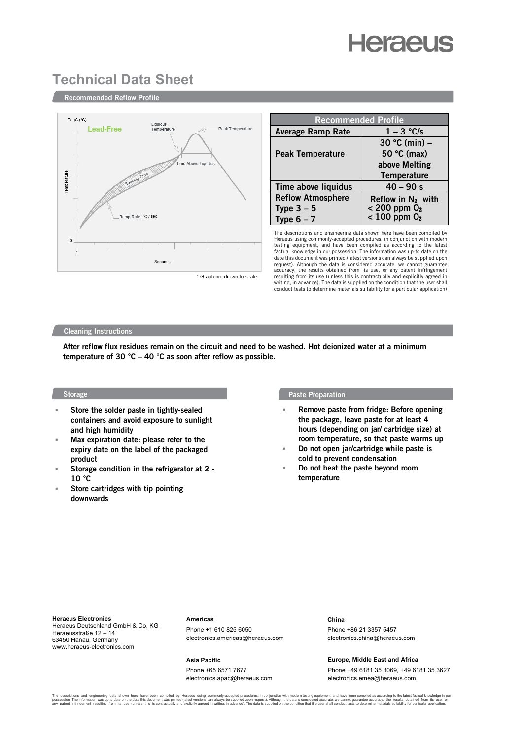# Technical Data Sheet

## Recommended Reflow Profile

DegC (°C)

Lead-Free

Liquidus Temperature

Peak Temperature

Time Above Liquidus

Soaking Time

Ramp Rate °C / sec

Temperature

0

0

Seconds

\* Graph not drawn to scale

| Recommended Profile | |
|---|---|
| Average Ramp Rate | 1 – 3 °C/s |
| Peak Temperature | 30 °C (min) – 50 °C (max) above Melting Temperature |
| Time above liquidus | 40 – 90 s |
| Reflow Atmosphere<br>Type 3 – 5<br>Type 6 – 7 | Reflow in $N_2$ with<br>< 200 ppm $O_2$<br>< 100 ppm $O_2$ |

The descriptions and engineering data shown here have been compiled by Heraeus using commonly-accepted procedures, in conjunction with modern testing equipment, and have been compiled as according to the latest factual knowledge in our possession. The information was up-to date on the date this document was printed (latest versions can always be supplied upon request). Although the data is considered accurate, we cannot guarantee accuracy, the results obtained from its use, or any patent infringement resulting from its use (unless this is contractually and explicitly agreed in writing, in advance). The data is supplied on the condition that the user shall conduct tests to determine materials suitability for a particular application)

## Cleaning Instructions

**After reflow flux residues remain on the circuit and need to be washed. Hot deionized water at a minimum temperature of 30 °C – 40 °C as soon after reflow as possible.**

## Storage

- **Store the solder paste in tightly-sealed containers and avoid exposure to sunlight and high humidity**
- **Max expiration date: please refer to the expiry date on the label of the packaged product**
- **Storage condition in the refrigerator at 2 - 10 °C**
- **Store cartridges with tip pointing downwards**

## Paste Preparation

- **Remove paste from fridge: Before opening the package, leave paste for at least 4 hours (depending on jar/ cartridge size) at room temperature, so that paste warms up**
- **Do not open jar/cartridge while paste is cold to prevent condensation**
- **Do not heat the paste beyond room temperature**

**Heraeus Electronics**
Heraeus Deutschland GmbH & Co. KG
Heraeusstraße 12 – 14
63450 Hanau, Germany
www.heraeus-electronics.com

**Americas**
Phone +1 610 825 6050
electronics.americas@heraeus.com

**China**
Phone +86 21 3357 5457
electronics.china@heraeus.com

**Asia Pacific**
Phone +65 6571 7677
electronics.apac@heraeus.com

**Europe, Middle East and Africa**
Phone +49 6181 35 3069, +49 6181 35 3627
electronics.emea@heraeus.com

The descriptions and engineering data shown here have been compiled by Heraeus using commonly-accepted procedures, in conjunction with modern testing equipment, and have been compiled as according to the latest factual knowledge in our possession. The information was up-to date on the date this document was printed (latest versions can always be supplied upon request). Although the data is considered accurate, we cannot guarantee accuracy, the results obtained from its use, or any patent infringement resulting from its use (unless this is contractually and explicitly agreed in writing, in advance). The data is supplied on the condition that the user shall conduct tests to determine materials suitability for particular application.